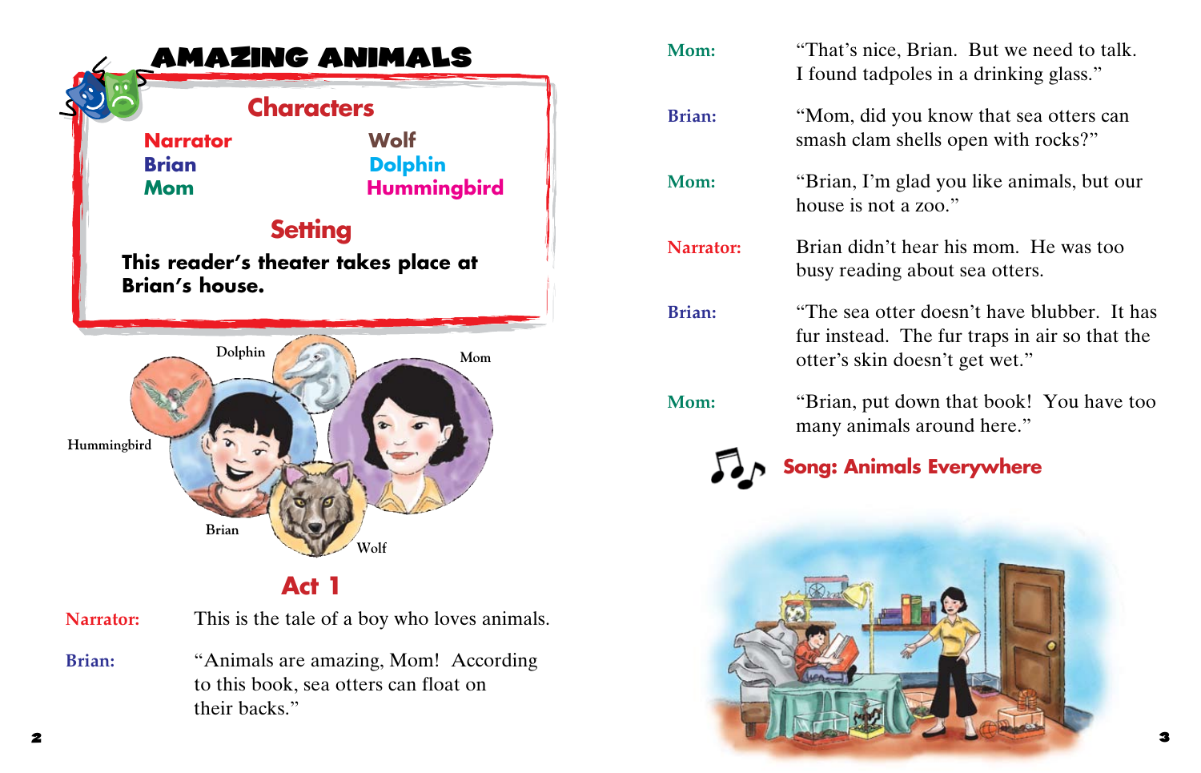# AMAZING ANIMALS

## Characters

- Narrator
- Brian
- Mom
- Wolf
- Dolphin
- Hummingbird

## Setting

**This reader's theater takes place at Brian's house.**

## Act 1

**Narrator:** This is the tale of a boy who loves animals.

**Brian:** "Animals are amazing, Mom! According to this book, sea otters can float on their backs."

**Mom:** "That's nice, Brian. But we need to talk. I found tadpoles in a drinking glass."

**Brian:** "Mom, did you know that sea otters can smash clam shells open with rocks?"

**Mom:** "Brian, I'm glad you like animals, but our house is not a zoo."

**Narrator:** Brian didn't hear his mom. He was too busy reading about sea otters.

**Brian:** "The sea otter doesn't have blubber. It has fur instead. The fur traps in air so that the otter's skin doesn't get wet."

**Mom:** "Brian, put down that book! You have too many animals around here."

**Song: Animals Everywhere**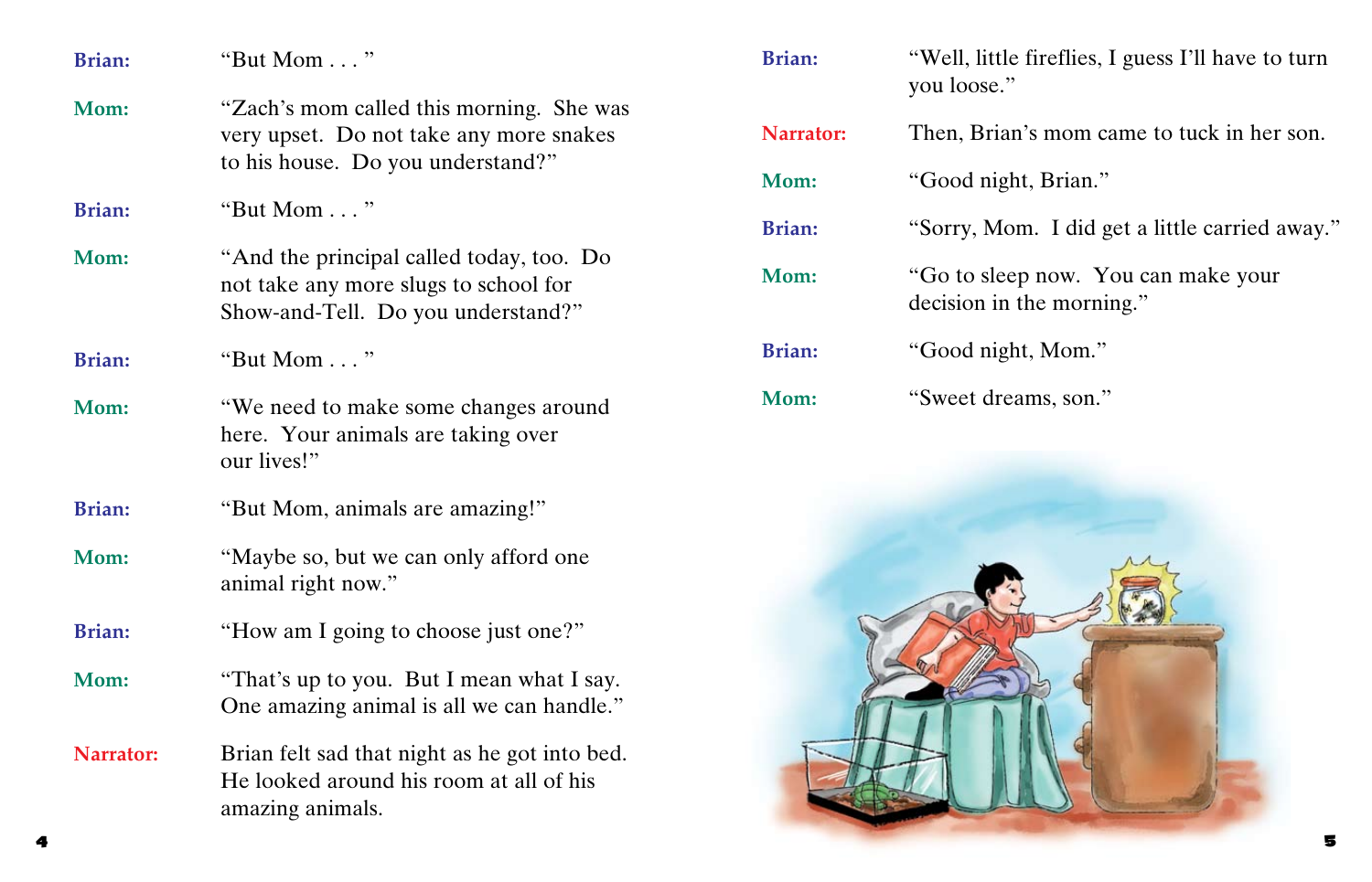**Brian:** "But Mom . . . "

**Mom:** "Zach's mom called this morning. She was very upset. Do not take any more snakes to his house. Do you understand?"

**Brian:** "But Mom . . . "

**Mom:** "And the principal called today, too. Do not take any more slugs to school for Show-and-Tell. Do you understand?"

**Brian:** "But Mom . . . "

**Mom:** "We need to make some changes around here. Your animals are taking over our lives!"

**Brian:** "But Mom, animals are amazing!"

**Mom:** "Maybe so, but we can only afford one animal right now."

**Brian:** "How am I going to choose just one?"

**Mom:** "That's up to you. But I mean what I say. One amazing animal is all we can handle."

**Narrator:** Brian felt sad that night as he got into bed. He looked around his room at all of his amazing animals.

**Brian:** "Well, little fireflies, I guess I'll have to turn you loose."

**Narrator:** Then, Brian's mom came to tuck in her son.

**Mom:** "Good night, Brian."

**Brian:** "Sorry, Mom. I did get a little carried away."

**Mom:** "Go to sleep now. You can make your decision in the morning."

**Brian:** "Good night, Mom."

**Mom:** "Sweet dreams, son."